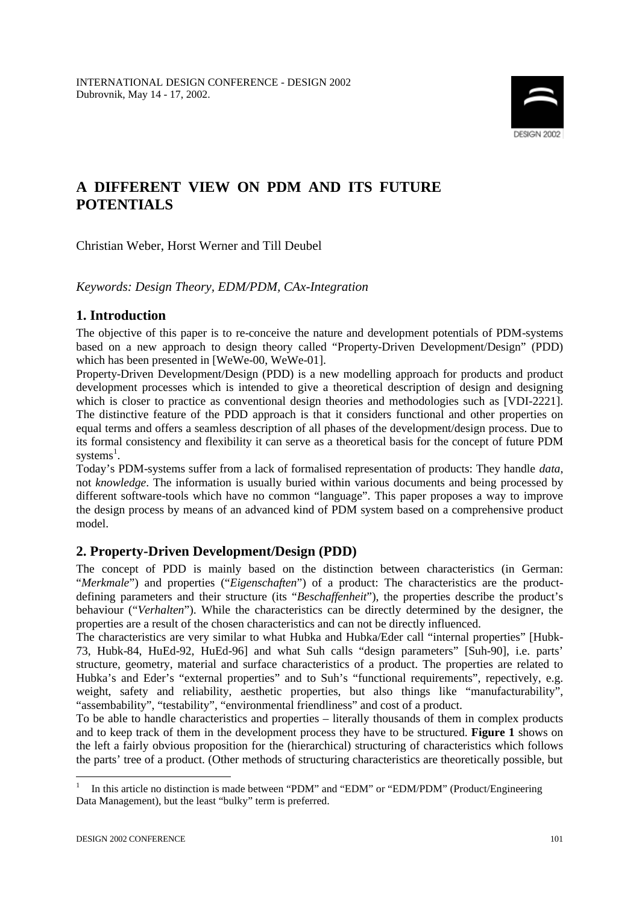INTERNATIONAL DESIGN CONFERENCE - DESIGN 2002
Dubrovnik, May 14 - 17, 2002.

# A DIFFERENT VIEW ON PDM AND ITS FUTURE POTENTIALS

Christian Weber, Horst Werner and Till Deubel

*Keywords: Design Theory, EDM/PDM, CAx-Integration*

## 1. Introduction

The objective of this paper is to re-conceive the nature and development potentials of PDM-systems based on a new approach to design theory called "Property-Driven Development/Design" (PDD) which has been presented in [WeWe-00, WeWe-01].

Property-Driven Development/Design (PDD) is a new modelling approach for products and product development processes which is intended to give a theoretical description of design and designing which is closer to practice as conventional design theories and methodologies such as [VDI-2221]. The distinctive feature of the PDD approach is that it considers functional and other properties on equal terms and offers a seamless description of all phases of the development/design process. Due to its formal consistency and flexibility it can serve as a theoretical basis for the concept of future PDM systems[1].

Today's PDM-systems suffer from a lack of formalised representation of products: They handle *data*, not *knowledge*. The information is usually buried within various documents and being processed by different software-tools which have no common "language". This paper proposes a way to improve the design process by means of an advanced kind of PDM system based on a comprehensive product model.

## 2. Property-Driven Development/Design (PDD)

The concept of PDD is mainly based on the distinction between characteristics (in German: "*Merkmale*") and properties ("*Eigenschaften*") of a product: The characteristics are the product-defining parameters and their structure (its "*Beschaffenheit*"), the properties describe the product's behaviour ("*Verhalten*"). While the characteristics can be directly determined by the designer, the properties are a result of the chosen characteristics and can not be directly influenced.

The characteristics are very similar to what Hubka and Hubka/Eder call "internal properties" [Hubk-73, Hubk-84, HuEd-92, HuEd-96] and what Suh calls "design parameters" [Suh-90], i.e. parts' structure, geometry, material and surface characteristics of a product. The properties are related to Hubka's and Eder's "external properties" and to Suh's "functional requirements", repectively, e.g. weight, safety and reliability, aesthetic properties, but also things like "manufacturability", "assembability", "testability", "environmental friendliness" and cost of a product.

To be able to handle characteristics and properties – literally thousands of them in complex products and to keep track of them in the development process they have to be structured. **Figure 1** shows on the left a fairly obvious proposition for the (hierarchical) structuring of characteristics which follows the parts' tree of a product. (Other methods of structuring characteristics are theoretically possible, but

[1] In this article no distinction is made between "PDM" and "EDM" or "EDM/PDM" (Product/Engineering Data Management), but the least "bulky" term is preferred.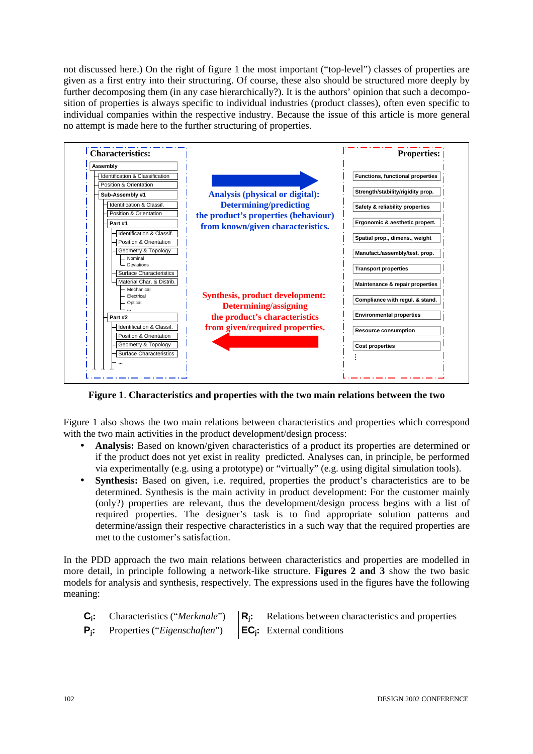not discussed here.) On the right of figure 1 the most important ("top-level") classes of properties are given as a first entry into their structuring. Of course, these also should be structured more deeply by further decomposing them (in any case hierarchically?). It is the authors' opinion that such a decomposition of properties is always specific to individual industries (product classes), often even specific to individual companies within the respective industry. Because the issue of this article is more general no attempt is made here to the further structuring of properties.

**Characteristics:**

- Assembly
  - Identification & Classification
  - Position & Orientation
  - Sub-Assembly #1
    - Identification & Classif.
    - Position & Orientation
    - Part #1
      - Identification & Classif.
      - Position & Orientation
      - Geometry & Topology
        - Nominal
        - Deviations
      - Surface Characteristics
      - Material Char. & Distrib.
        - Mechanical
        - Electrical
        - Optical
        - ...
    - Part #2
      - Identification & Classif.
      - Position & Orientation
      - Geometry & Topology
      - Surface Characteristics
      - ...

**Analysis (physical or digital): Determining/predicting the product's properties (behaviour) from known/given characteristics.** →

← **Synthesis, product development: Determining/assigning the product's characteristics from given/required properties.**

**Properties:**

- Functions, functional properties
- Strength/stability/rigidity prop.
- Safety & reliability properties
- Ergonomic & aesthetic propert.
- Spatial prop., dimens., weight
- Manufact./assembly/test. prop.
- Transport properties
- Maintenance & repair properties
- Compliance with regul. & stand.
- Environmental properties
- Resource consumption
- Cost properties
- ⋮

**Figure 1**. **Characteristics and properties with the two main relations between the two**

Figure 1 also shows the two main relations between characteristics and properties which correspond with the two main activities in the product development/design process:

- **Analysis:** Based on known/given characteristics of a product its properties are determined or if the product does not yet exist in reality predicted. Analyses can, in principle, be performed via experimentally (e.g. using a prototype) or "virtually" (e.g. using digital simulation tools).
- **Synthesis:** Based on given, i.e. required, properties the product's characteristics are to be determined. Synthesis is the main activity in product development: For the customer mainly (only?) properties are relevant, thus the development/design process begins with a list of required properties. The designer's task is to find appropriate solution patterns and determine/assign their respective characteristics in a such way that the required properties are met to the customer's satisfaction.

In the PDD approach the two main relations between characteristics and properties are modelled in more detail, in principle following a network-like structure. **Figures 2 and 3** show the two basic models for analysis and synthesis, respectively. The expressions used in the figures have the following meaning:

| | | | |
|---|---|---|---|
| **$C_i$:** | Characteristics ("*Merkmale*") | **$R_j$:** | Relations between characteristics and properties |
| **$P_j$:** | Properties ("*Eigenschaften*") | **$EC_j$:** | External conditions |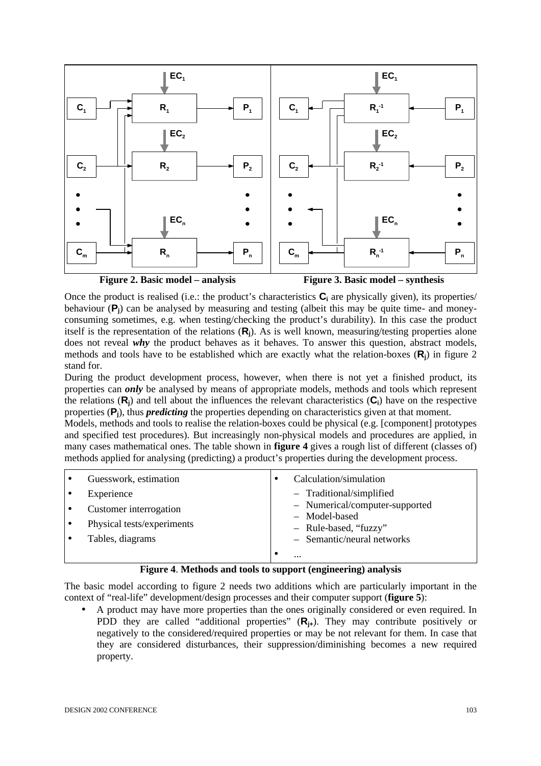Figure 2. Basic model – analysis

Figure 3. Basic model – synthesis

Once the product is realised (i.e.: the product's characteristics $\mathbf{C}_i$ are physically given), its properties/ behaviour ($\mathbf{P}_j$) can be analysed by measuring and testing (albeit this may be quite time- and money-consuming sometimes, e.g. when testing/checking the product's durability). In this case the product itself is the representation of the relations ($\mathbf{R}_j$). As is well known, measuring/testing properties alone does not reveal ***why*** the product behaves as it behaves. To answer this question, abstract models, methods and tools have to be established which are exactly what the relation-boxes ($\mathbf{R}_j$) in figure 2 stand for.

During the product development process, however, when there is not yet a finished product, its properties can ***only*** be analysed by means of appropriate models, methods and tools which represent the relations ($\mathbf{R}_j$) and tell about the influences the relevant characteristics ($\mathbf{C}_i$) have on the respective properties ($\mathbf{P}_j$), thus ***predicting*** the properties depending on characteristics given at that moment.

Models, methods and tools to realise the relation-boxes could be physical (e.g. [component] prototypes and specified test procedures). But increasingly non-physical models and procedures are applied, in many cases mathematical ones. The table shown in **figure 4** gives a rough list of different (classes of) methods applied for analysing (predicting) a product's properties during the development process.

| | |
|---|---|
| • Guesswork, estimation<br>• Experience<br>• Customer interrogation<br>• Physical tests/experiments<br>• Tables, diagrams | • Calculation/simulation<br>– Traditional/simplified<br>– Numerical/computer-supported<br>– Model-based<br>– Rule-based, "fuzzy"<br>– Semantic/neural networks<br>• ... |

**Figure 4. Methods and tools to support (engineering) analysis**

The basic model according to figure 2 needs two additions which are particularly important in the context of "real-life" development/design processes and their computer support (**figure 5**):

- A product may have more properties than the ones originally considered or even required. In PDD they are called "additional properties" ($\mathbf{R}_{j+}$). They may contribute positively or negatively to the considered/required properties or may be not relevant for them. In case that they are considered disturbances, their suppression/diminishing becomes a new required property.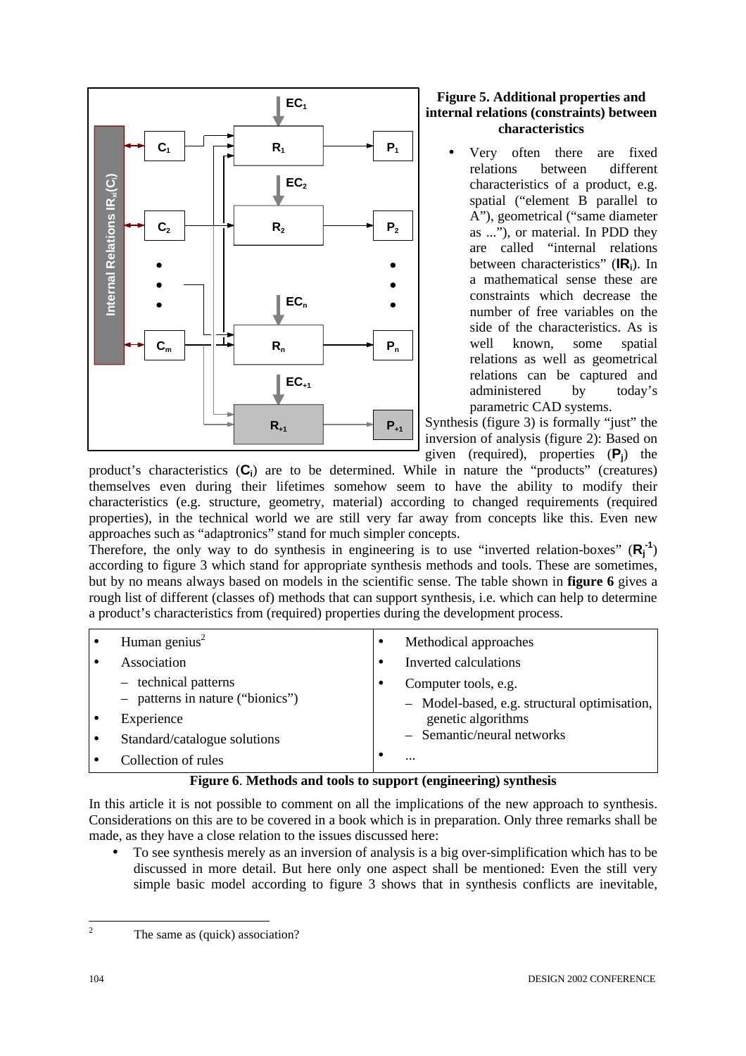**Figure 5. Additional properties and internal relations (constraints) between characteristics**

- Very often there are fixed relations between different characteristics of a product, e.g. spatial ("element B parallel to A"), geometrical ("same diameter as ..."), or material. In PDD they are called "internal relations between characteristics" ($\mathbf{IR}_i$). In a mathematical sense these are constraints which decrease the number of free variables on the side of the characteristics. As is well known, some spatial relations as well as geometrical relations can be captured and administered by today's parametric CAD systems.

Synthesis (figure 3) is formally "just" the inversion of analysis (figure 2): Based on given (required), properties ($\mathbf{P}_j$) the product's characteristics ($\mathbf{C}_i$) are to be determined. While in nature the "products" (creatures) themselves even during their lifetimes somehow seem to have the ability to modify their characteristics (e.g. structure, geometry, material) according to changed requirements (required properties), in the technical world we are still very far away from concepts like this. Even new approaches such as "adaptronics" stand for much simpler concepts.

Therefore, the only way to do synthesis in engineering is to use "inverted relation-boxes" ($\mathbf{R}_j^{-1}$) according to figure 3 which stand for appropriate synthesis methods and tools. These are sometimes, but by no means always based on models in the scientific sense. The table shown in **figure 6** gives a rough list of different (classes of) methods that can support synthesis, i.e. which can help to determine a product's characteristics from (required) properties during the development process.

| | |
|---|---|
| • Human genius[2] | • Methodical approaches |
| • Association | • Inverted calculations |
| – technical patterns<br>– patterns in nature ("bionics") | • Computer tools, e.g.<br>– Model-based, e.g. structural optimisation, genetic algorithms<br>– Semantic/neural networks |
| • Experience | |
| • Standard/catalogue solutions | |
| • Collection of rules | • ... |

**Figure 6**. **Methods and tools to support (engineering) synthesis**

In this article it is not possible to comment on all the implications of the new approach to synthesis. Considerations on this are to be covered in a book which is in preparation. Only three remarks shall be made, as they have a close relation to the issues discussed here:

- To see synthesis merely as an inversion of analysis is a big over-simplification which has to be discussed in more detail. But here only one aspect shall be mentioned: Even the still very simple basic model according to figure 3 shows that in synthesis conflicts are inevitable,

[2] The same as (quick) association?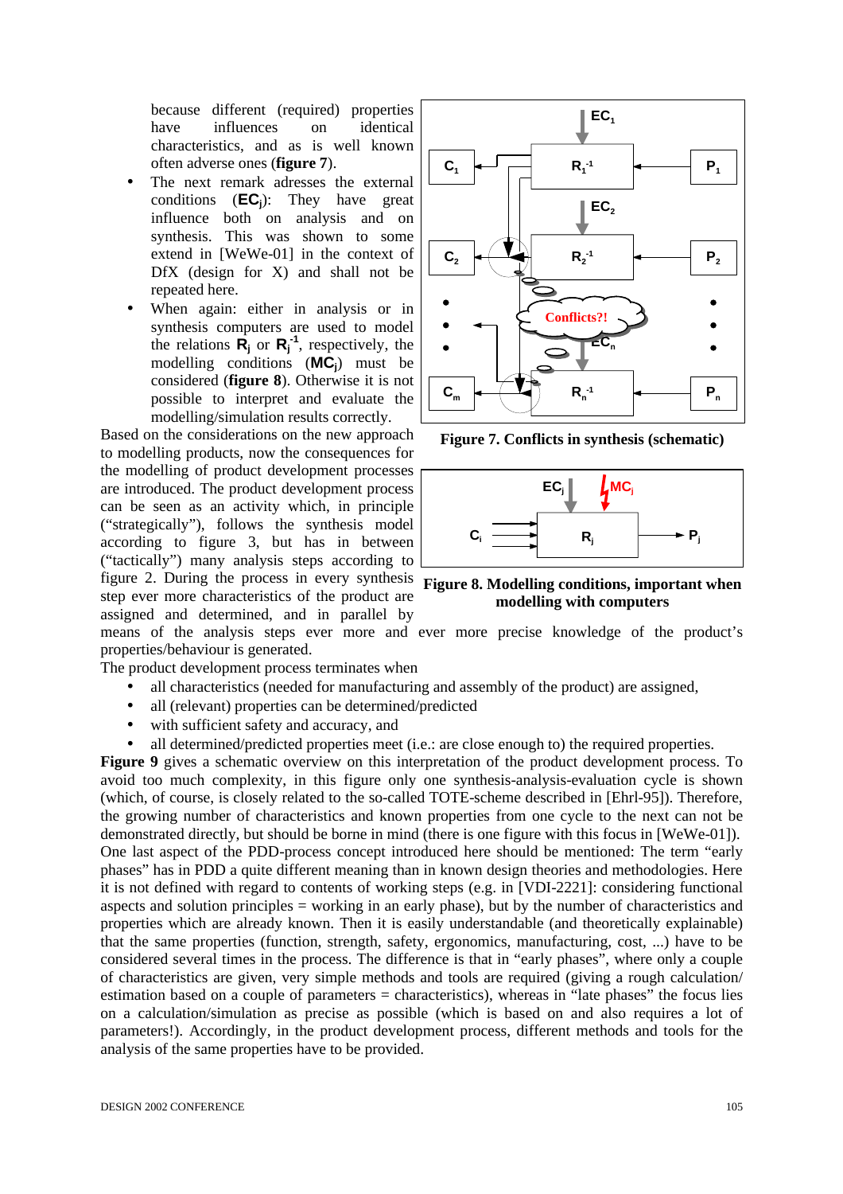because different (required) properties have influences on identical characteristics, and as is well known often adverse ones (**figure 7**).

- The next remark adresses the external conditions ($\mathbf{EC_j}$): They have great influence both on analysis and on synthesis. This was shown to some extend in [WeWe-01] in the context of DfX (design for X) and shall not be repeated here.
- When again: either in analysis or in synthesis computers are used to model the relations $\mathbf{R_j}$ or $\mathbf{R_j^{-1}}$, respectively, the modelling conditions ($\mathbf{MC_j}$) must be considered (**figure 8**). Otherwise it is not possible to interpret and evaluate the modelling/simulation results correctly.

Figure 7. Conflicts in synthesis (schematic)

Figure 8. Modelling conditions, important when modelling with computers

Based on the considerations on the new approach to modelling products, now the consequences for the modelling of product development processes are introduced. The product development process can be seen as an activity which, in principle ("strategically"), follows the synthesis model according to figure 3, but has in between ("tactically") many analysis steps according to figure 2. During the process in every synthesis step ever more characteristics of the product are assigned and determined, and in parallel by means of the analysis steps ever more and ever more precise knowledge of the product's properties/behaviour is generated.

The product development process terminates when

- all characteristics (needed for manufacturing and assembly of the product) are assigned,
- all (relevant) properties can be determined/predicted
- with sufficient safety and accuracy, and
- all determined/predicted properties meet (i.e.: are close enough to) the required properties.

**Figure 9** gives a schematic overview on this interpretation of the product development process. To avoid too much complexity, in this figure only one synthesis-analysis-evaluation cycle is shown (which, of course, is closely related to the so-called TOTE-scheme described in [Ehrl-95]). Therefore, the growing number of characteristics and known properties from one cycle to the next can not be demonstrated directly, but should be borne in mind (there is one figure with this focus in [WeWe-01]).

One last aspect of the PDD-process concept introduced here should be mentioned: The term "early phases" has in PDD a quite different meaning than in known design theories and methodologies. Here it is not defined with regard to contents of working steps (e.g. in [VDI-2221]: considering functional aspects and solution principles = working in an early phase), but by the number of characteristics and properties which are already known. Then it is easily understandable (and theoretically explainable) that the same properties (function, strength, safety, ergonomics, manufacturing, cost, ...) have to be considered several times in the process. The difference is that in "early phases", where only a couple of characteristics are given, very simple methods and tools are required (giving a rough calculation/ estimation based on a couple of parameters = characteristics), whereas in "late phases" the focus lies on a calculation/simulation as precise as possible (which is based on and also requires a lot of parameters!). Accordingly, in the product development process, different methods and tools for the analysis of the same properties have to be provided.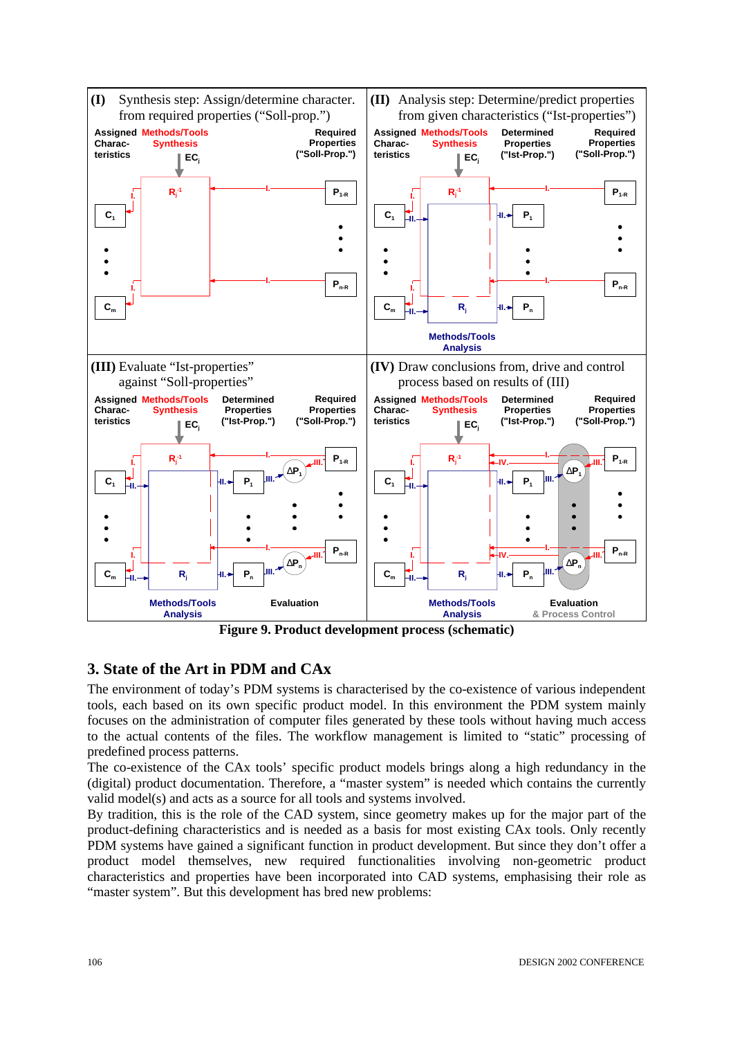**Figure 9. Product development process (schematic)**

## 3. State of the Art in PDM and CAx

The environment of today's PDM systems is characterised by the co-existence of various independent tools, each based on its own specific product model. In this environment the PDM system mainly focuses on the administration of computer files generated by these tools without having much access to the actual contents of the files. The workflow management is limited to "static" processing of predefined process patterns.

The co-existence of the CAx tools' specific product models brings along a high redundancy in the (digital) product documentation. Therefore, a "master system" is needed which contains the currently valid model(s) and acts as a source for all tools and systems involved.

By tradition, this is the role of the CAD system, since geometry makes up for the major part of the product-defining characteristics and is needed as a basis for most existing CAx tools. Only recently PDM systems have gained a significant function in product development. But since they don't offer a product model themselves, new required functionalities involving non-geometric product characteristics and properties have been incorporated into CAD systems, emphasising their role as "master system". But this development has bred new problems: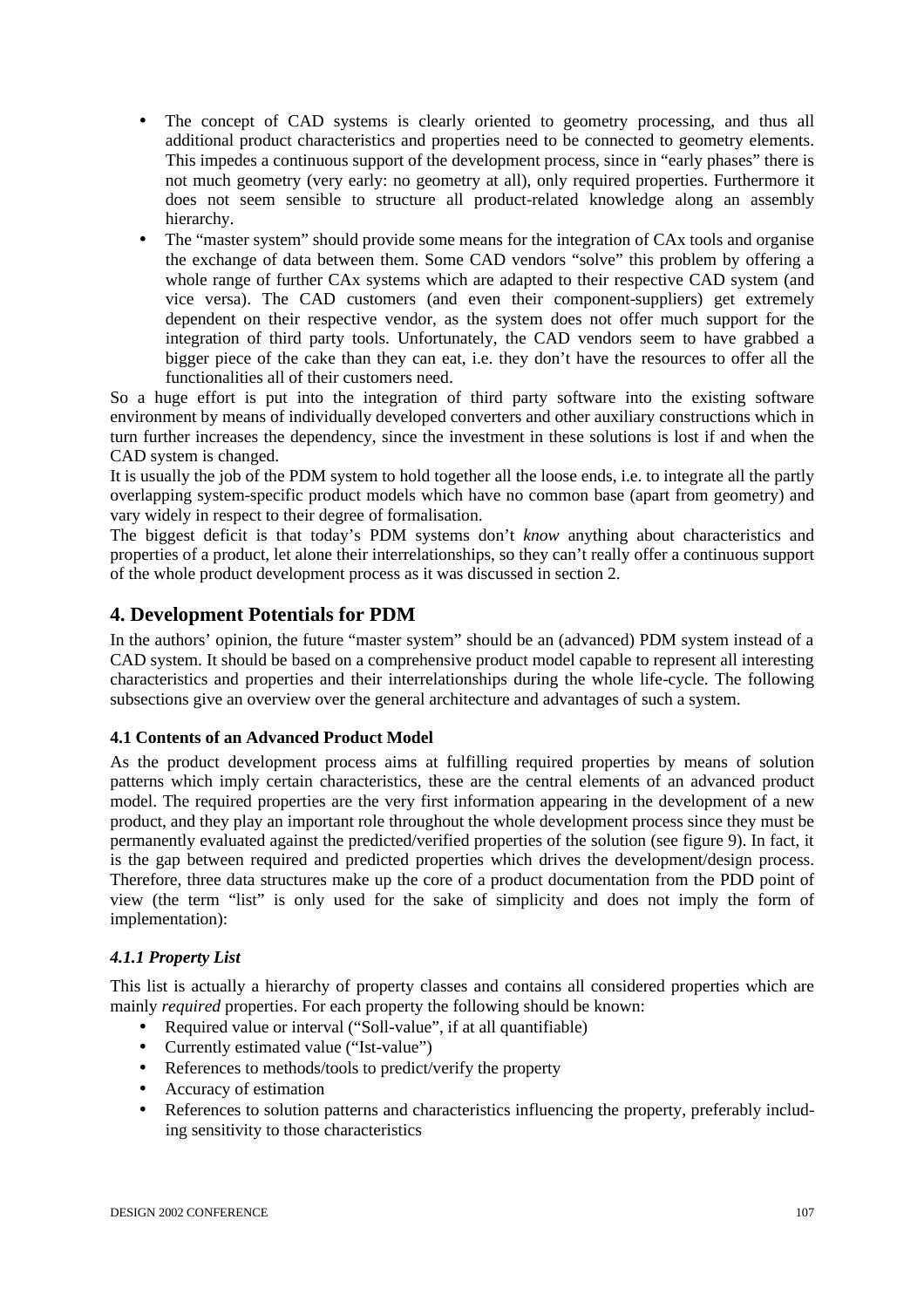- The concept of CAD systems is clearly oriented to geometry processing, and thus all additional product characteristics and properties need to be connected to geometry elements. This impedes a continuous support of the development process, since in “early phases” there is not much geometry (very early: no geometry at all), only required properties. Furthermore it does not seem sensible to structure all product-related knowledge along an assembly hierarchy.
- The “master system” should provide some means for the integration of CAx tools and organise the exchange of data between them. Some CAD vendors “solve” this problem by offering a whole range of further CAx systems which are adapted to their respective CAD system (and vice versa). The CAD customers (and even their component-suppliers) get extremely dependent on their respective vendor, as the system does not offer much support for the integration of third party tools. Unfortunately, the CAD vendors seem to have grabbed a bigger piece of the cake than they can eat, i.e. they don’t have the resources to offer all the functionalities all of their customers need.

So a huge effort is put into the integration of third party software into the existing software environment by means of individually developed converters and other auxiliary constructions which in turn further increases the dependency, since the investment in these solutions is lost if and when the CAD system is changed.

It is usually the job of the PDM system to hold together all the loose ends, i.e. to integrate all the partly overlapping system-specific product models which have no common base (apart from geometry) and vary widely in respect to their degree of formalisation.

The biggest deficit is that today’s PDM systems don’t *know* anything about characteristics and properties of a product, let alone their interrelationships, so they can’t really offer a continuous support of the whole product development process as it was discussed in section 2.

## 4. Development Potentials for PDM

In the authors’ opinion, the future “master system” should be an (advanced) PDM system instead of a CAD system. It should be based on a comprehensive product model capable to represent all interesting characteristics and properties and their interrelationships during the whole life-cycle. The following subsections give an overview over the general architecture and advantages of such a system.

### 4.1 Contents of an Advanced Product Model

As the product development process aims at fulfilling required properties by means of solution patterns which imply certain characteristics, these are the central elements of an advanced product model. The required properties are the very first information appearing in the development of a new product, and they play an important role throughout the whole development process since they must be permanently evaluated against the predicted/verified properties of the solution (see figure 9). In fact, it is the gap between required and predicted properties which drives the development/design process. Therefore, three data structures make up the core of a product documentation from the PDD point of view (the term “list” is only used for the sake of simplicity and does not imply the form of implementation):

#### *4.1.1 Property List*

This list is actually a hierarchy of property classes and contains all considered properties which are mainly *required* properties. For each property the following should be known:

- Required value or interval (“Soll-value”, if at all quantifiable)
- Currently estimated value (“Ist-value”)
- References to methods/tools to predict/verify the property
- Accuracy of estimation
- References to solution patterns and characteristics influencing the property, preferably including sensitivity to those characteristics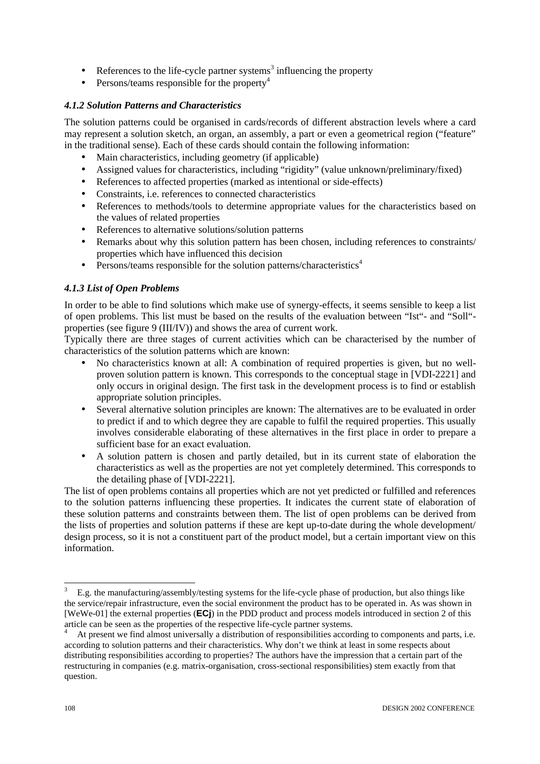- References to the life-cycle partner systems[3] influencing the property
- Persons/teams responsible for the property[4]

#### *4.1.2 Solution Patterns and Characteristics*

The solution patterns could be organised in cards/records of different abstraction levels where a card may represent a solution sketch, an organ, an assembly, a part or even a geometrical region ("feature" in the traditional sense). Each of these cards should contain the following information:

- Main characteristics, including geometry (if applicable)
- Assigned values for characteristics, including "rigidity" (value unknown/preliminary/fixed)
- References to affected properties (marked as intentional or side-effects)
- Constraints, i.e. references to connected characteristics
- References to methods/tools to determine appropriate values for the characteristics based on the values of related properties
- References to alternative solutions/solution patterns
- Remarks about why this solution pattern has been chosen, including references to constraints/ properties which have influenced this decision
- Persons/teams responsible for the solution patterns/characteristics[4]

#### *4.1.3 List of Open Problems*

In order to be able to find solutions which make use of synergy-effects, it seems sensible to keep a list of open problems. This list must be based on the results of the evaluation between "Ist"- and "Soll"-properties (see figure 9 (III/IV)) and shows the area of current work.

Typically there are three stages of current activities which can be characterised by the number of characteristics of the solution patterns which are known:

- No characteristics known at all: A combination of required properties is given, but no well-proven solution pattern is known. This corresponds to the conceptual stage in [VDI-2221] and only occurs in original design. The first task in the development process is to find or establish appropriate solution principles.
- Several alternative solution principles are known: The alternatives are to be evaluated in order to predict if and to which degree they are capable to fulfil the required properties. This usually involves considerable elaborating of these alternatives in the first place in order to prepare a sufficient base for an exact evaluation.
- A solution pattern is chosen and partly detailed, but in its current state of elaboration the characteristics as well as the properties are not yet completely determined. This corresponds to the detailing phase of [VDI-2221].

The list of open problems contains all properties which are not yet predicted or fulfilled and references to the solution patterns influencing these properties. It indicates the current state of elaboration of these solution patterns and constraints between them. The list of open problems can be derived from the lists of properties and solution patterns if these are kept up-to-date during the whole development/ design process, so it is not a constituent part of the product model, but a certain important view on this information.

---

[3] E.g. the manufacturing/assembly/testing systems for the life-cycle phase of production, but also things like the service/repair infrastructure, even the social environment the product has to be operated in. As was shown in [WeWe-01] the external properties (**ECj**) in the PDD product and process models introduced in section 2 of this article can be seen as the properties of the respective life-cycle partner systems.

[4] At present we find almost universally a distribution of responsibilities according to components and parts, i.e. according to solution patterns and their characteristics. Why don't we think at least in some respects about distributing responsibilities according to properties? The authors have the impression that a certain part of the restructuring in companies (e.g. matrix-organisation, cross-sectional responsibilities) stem exactly from that question.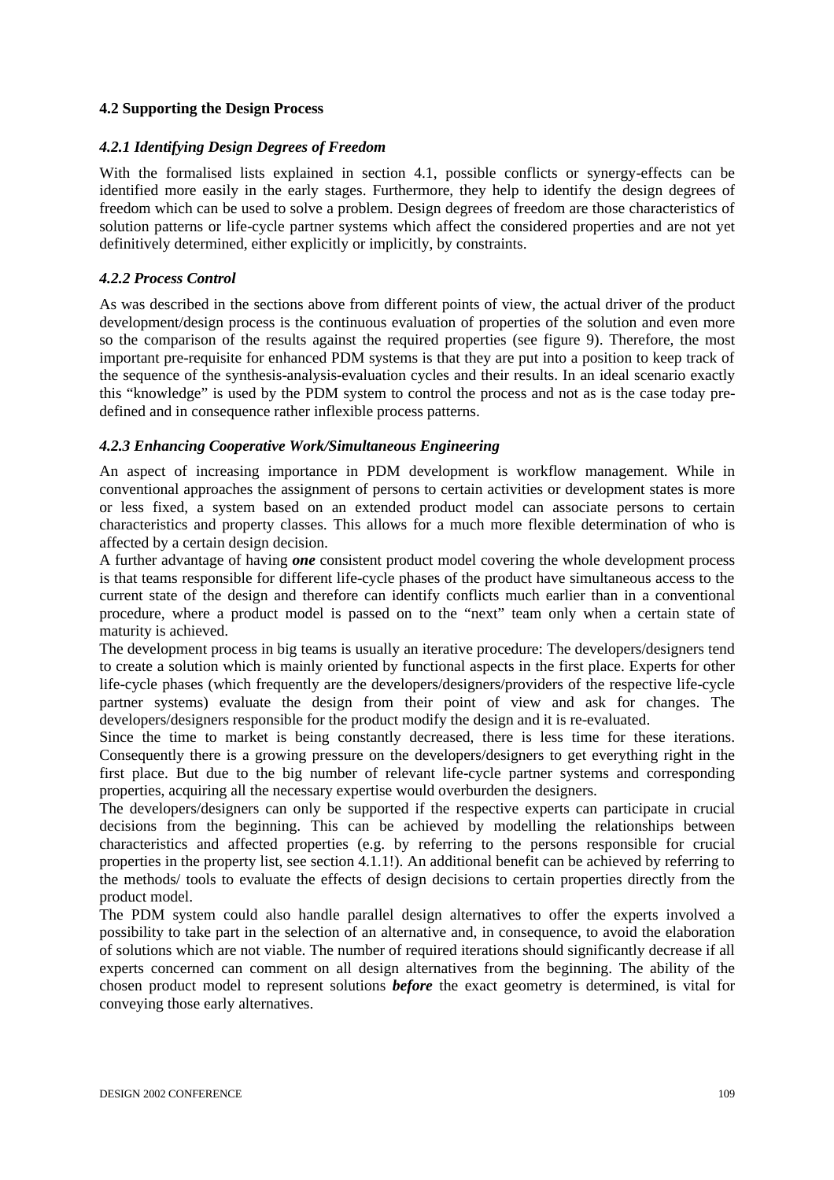## 4.2 Supporting the Design Process

### *4.2.1 Identifying Design Degrees of Freedom*

With the formalised lists explained in section 4.1, possible conflicts or synergy-effects can be identified more easily in the early stages. Furthermore, they help to identify the design degrees of freedom which can be used to solve a problem. Design degrees of freedom are those characteristics of solution patterns or life-cycle partner systems which affect the considered properties and are not yet definitively determined, either explicitly or implicitly, by constraints.

### *4.2.2 Process Control*

As was described in the sections above from different points of view, the actual driver of the product development/design process is the continuous evaluation of properties of the solution and even more so the comparison of the results against the required properties (see figure 9). Therefore, the most important pre-requisite for enhanced PDM systems is that they are put into a position to keep track of the sequence of the synthesis-analysis-evaluation cycles and their results. In an ideal scenario exactly this "knowledge" is used by the PDM system to control the process and not as is the case today pre-defined and in consequence rather inflexible process patterns.

### *4.2.3 Enhancing Cooperative Work/Simultaneous Engineering*

An aspect of increasing importance in PDM development is workflow management. While in conventional approaches the assignment of persons to certain activities or development states is more or less fixed, a system based on an extended product model can associate persons to certain characteristics and property classes. This allows for a much more flexible determination of who is affected by a certain design decision.

A further advantage of having ***one*** consistent product model covering the whole development process is that teams responsible for different life-cycle phases of the product have simultaneous access to the current state of the design and therefore can identify conflicts much earlier than in a conventional procedure, where a product model is passed on to the "next" team only when a certain state of maturity is achieved.

The development process in big teams is usually an iterative procedure: The developers/designers tend to create a solution which is mainly oriented by functional aspects in the first place. Experts for other life-cycle phases (which frequently are the developers/designers/providers of the respective life-cycle partner systems) evaluate the design from their point of view and ask for changes. The developers/designers responsible for the product modify the design and it is re-evaluated.

Since the time to market is being constantly decreased, there is less time for these iterations. Consequently there is a growing pressure on the developers/designers to get everything right in the first place. But due to the big number of relevant life-cycle partner systems and corresponding properties, acquiring all the necessary expertise would overburden the designers.

The developers/designers can only be supported if the respective experts can participate in crucial decisions from the beginning. This can be achieved by modelling the relationships between characteristics and affected properties (e.g. by referring to the persons responsible for crucial properties in the property list, see section 4.1.1!). An additional benefit can be achieved by referring to the methods/ tools to evaluate the effects of design decisions to certain properties directly from the product model.

The PDM system could also handle parallel design alternatives to offer the experts involved a possibility to take part in the selection of an alternative and, in consequence, to avoid the elaboration of solutions which are not viable. The number of required iterations should significantly decrease if all experts concerned can comment on all design alternatives from the beginning. The ability of the chosen product model to represent solutions ***before*** the exact geometry is determined, is vital for conveying those early alternatives.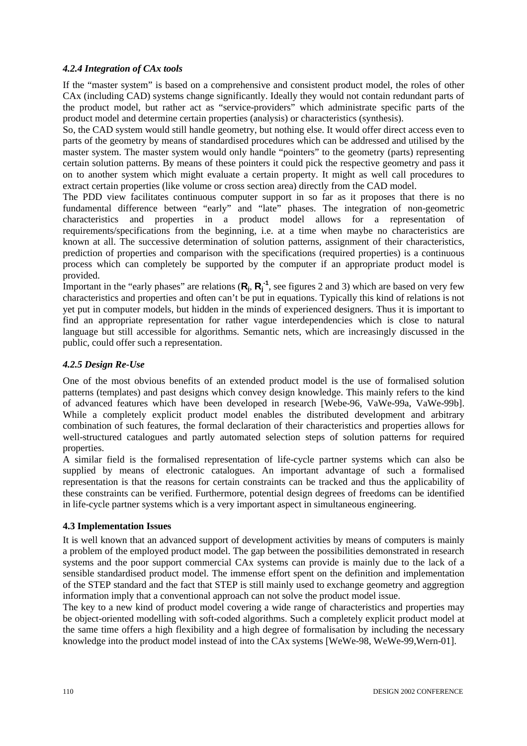### *4.2.4 Integration of CAx tools*

If the "master system" is based on a comprehensive and consistent product model, the roles of other CAx (including CAD) systems change significantly. Ideally they would not contain redundant parts of the product model, but rather act as "service-providers" which administrate specific parts of the product model and determine certain properties (analysis) or characteristics (synthesis).

So, the CAD system would still handle geometry, but nothing else. It would offer direct access even to parts of the geometry by means of standardised procedures which can be addressed and utilised by the master system. The master system would only handle "pointers" to the geometry (parts) representing certain solution patterns. By means of these pointers it could pick the respective geometry and pass it on to another system which might evaluate a certain property. It might as well call procedures to extract certain properties (like volume or cross section area) directly from the CAD model.

The PDD view facilitates continuous computer support in so far as it proposes that there is no fundamental difference between "early" and "late" phases. The integration of non-geometric characteristics and properties in a product model allows for a representation of requirements/specifications from the beginning, i.e. at a time when maybe no characteristics are known at all. The successive determination of solution patterns, assignment of their characteristics, prediction of properties and comparison with the specifications (required properties) is a continuous process which can completely be supported by the computer if an appropriate product model is provided.

Important in the "early phases" are relations ($\mathbf{R}_j$, $\mathbf{R}_j^{-1}$, see figures 2 and 3) which are based on very few characteristics and properties and often can't be put in equations. Typically this kind of relations is not yet put in computer models, but hidden in the minds of experienced designers. Thus it is important to find an appropriate representation for rather vague interdependencies which is close to natural language but still accessible for algorithms. Semantic nets, which are increasingly discussed in the public, could offer such a representation.

### *4.2.5 Design Re-Use*

One of the most obvious benefits of an extended product model is the use of formalised solution patterns (templates) and past designs which convey design knowledge. This mainly refers to the kind of advanced features which have been developed in research [Webe-96, VaWe-99a, VaWe-99b]. While a completely explicit product model enables the distributed development and arbitrary combination of such features, the formal declaration of their characteristics and properties allows for well-structured catalogues and partly automated selection steps of solution patterns for required properties.

A similar field is the formalised representation of life-cycle partner systems which can also be supplied by means of electronic catalogues. An important advantage of such a formalised representation is that the reasons for certain constraints can be tracked and thus the applicability of these constraints can be verified. Furthermore, potential design degrees of freedoms can be identified in life-cycle partner systems which is a very important aspect in simultaneous engineering.

### **4.3 Implementation Issues**

It is well known that an advanced support of development activities by means of computers is mainly a problem of the employed product model. The gap between the possibilities demonstrated in research systems and the poor support commercial CAx systems can provide is mainly due to the lack of a sensible standardised product model. The immense effort spent on the definition and implementation of the STEP standard and the fact that STEP is still mainly used to exchange geometry and aggregtion information imply that a conventional approach can not solve the product model issue.

The key to a new kind of product model covering a wide range of characteristics and properties may be object-oriented modelling with soft-coded algorithms. Such a completely explicit product model at the same time offers a high flexibility and a high degree of formalisation by including the necessary knowledge into the product model instead of into the CAx systems [WeWe-98, WeWe-99,Wern-01].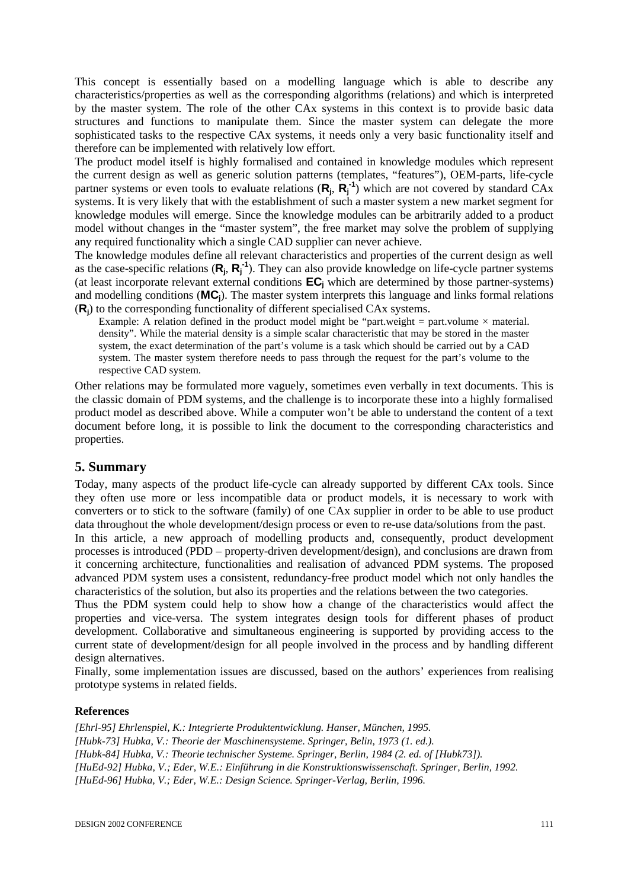This concept is essentially based on a modelling language which is able to describe any characteristics/properties as well as the corresponding algorithms (relations) and which is interpreted by the master system. The role of the other CAx systems in this context is to provide basic data structures and functions to manipulate them. Since the master system can delegate the more sophisticated tasks to the respective CAx systems, it needs only a very basic functionality itself and therefore can be implemented with relatively low effort.

The product model itself is highly formalised and contained in knowledge modules which represent the current design as well as generic solution patterns (templates, "features"), OEM-parts, life-cycle partner systems or even tools to evaluate relations ($\mathbf{R}_j$, $\mathbf{R}_j^{-1}$) which are not covered by standard CAx systems. It is very likely that with the establishment of such a master system a new market segment for knowledge modules will emerge. Since the knowledge modules can be arbitrarily added to a product model without changes in the "master system", the free market may solve the problem of supplying any required functionality which a single CAD supplier can never achieve.

The knowledge modules define all relevant characteristics and properties of the current design as well as the case-specific relations ($\mathbf{R}_j$, $\mathbf{R}_j^{-1}$). They can also provide knowledge on life-cycle partner systems (at least incorporate relevant external conditions $\mathbf{EC}_j$ which are determined by those partner-systems) and modelling conditions ($\mathbf{MC}_j$). The master system interprets this language and links formal relations ($\mathbf{R}_j$) to the corresponding functionality of different specialised CAx systems.

> Example: A relation defined in the product model might be "part.weight = part.volume × material. density". While the material density is a simple scalar characteristic that may be stored in the master system, the exact determination of the part's volume is a task which should be carried out by a CAD system. The master system therefore needs to pass through the request for the part's volume to the respective CAD system.

Other relations may be formulated more vaguely, sometimes even verbally in text documents. This is the classic domain of PDM systems, and the challenge is to incorporate these into a highly formalised product model as described above. While a computer won't be able to understand the content of a text document before long, it is possible to link the document to the corresponding characteristics and properties.

## 5. Summary

Today, many aspects of the product life-cycle can already supported by different CAx tools. Since they often use more or less incompatible data or product models, it is necessary to work with converters or to stick to the software (family) of one CAx supplier in order to be able to use product data throughout the whole development/design process or even to re-use data/solutions from the past.

In this article, a new approach of modelling products and, consequently, product development processes is introduced (PDD – property-driven development/design), and conclusions are drawn from it concerning architecture, functionalities and realisation of advanced PDM systems. The proposed advanced PDM system uses a consistent, redundancy-free product model which not only handles the characteristics of the solution, but also its properties and the relations between the two categories.

Thus the PDM system could help to show how a change of the characteristics would affect the properties and vice-versa. The system integrates design tools for different phases of product development. Collaborative and simultaneous engineering is supported by providing access to the current state of development/design for all people involved in the process and by handling different design alternatives.

Finally, some implementation issues are discussed, based on the authors' experiences from realising prototype systems in related fields.

### References

*[Ehrl-95] Ehrlenspiel, K.: Integrierte Produktentwicklung. Hanser, München, 1995.*

*[Hubk-73] Hubka, V.: Theorie der Maschinensysteme. Springer, Belin, 1973 (1. ed.).*

*[Hubk-84] Hubka, V.: Theorie technischer Systeme. Springer, Berlin, 1984 (2. ed. of [Hubk73]).*

*[HuEd-92] Hubka, V.; Eder, W.E.: Einführung in die Konstruktionswissenschaft. Springer, Berlin, 1992.*

*[HuEd-96] Hubka, V.; Eder, W.E.: Design Science. Springer-Verlag, Berlin, 1996.*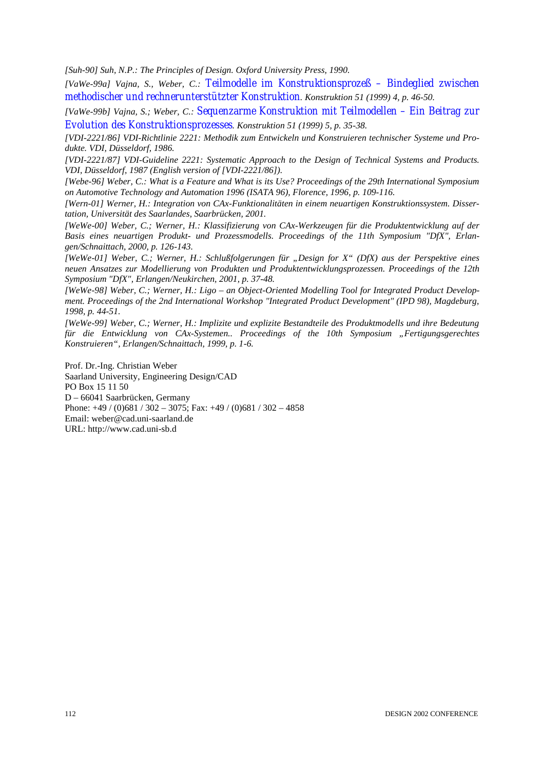*[Suh-90] Suh, N.P.: The Principles of Design. Oxford University Press, 1990.*

*[VaWe-99a] Vajna, S., Weber, C.:* Teilmodelle im Konstruktionsprozeß – Bindeglied zwischen methodischer und rechnerunterstützter Konstruktion*. Konstruktion 51 (1999) 4, p. 46-50.*

*[VaWe-99b] Vajna, S.; Weber, C.:* Sequenzarme Konstruktion mit Teilmodellen – Ein Beitrag zur Evolution des Konstruktionsprozesses*. Konstruktion 51 (1999) 5, p. 35-38.*

*[VDI-2221/86] VDI-Richtlinie 2221: Methodik zum Entwickeln und Konstruieren technischer Systeme und Produkte. VDI, Düsseldorf, 1986.*

*[VDI-2221/87] VDI-Guideline 2221: Systematic Approach to the Design of Technical Systems and Products. VDI, Düsseldorf, 1987 (English version of [VDI-2221/86]).*

*[Webe-96] Weber, C.: What is a Feature and What is its Use? Proceedings of the 29th International Symposium on Automotive Technology and Automation 1996 (ISATA 96), Florence, 1996, p. 109-116.*

*[Wern-01] Werner, H.: Integration von CAx-Funktionalitäten in einem neuartigen Konstruktionssystem. Dissertation, Universität des Saarlandes, Saarbrücken, 2001.*

*[WeWe-00] Weber, C.; Werner, H.: Klassifizierung von CAx-Werkzeugen für die Produktentwicklung auf der Basis eines neuartigen Produkt- und Prozessmodells. Proceedings of the 11th Symposium "DfX", Erlangen/Schnaittach, 2000, p. 126-143.*

*[WeWe-01] Weber, C.; Werner, H.: Schlußfolgerungen für „Design for X" (DfX) aus der Perspektive eines neuen Ansatzes zur Modellierung von Produkten und Produktentwicklungsprozessen. Proceedings of the 12th Symposium "DfX", Erlangen/Neukirchen, 2001, p. 37-48.*

*[WeWe-98] Weber, C.; Werner, H.: Ligo – an Object-Oriented Modelling Tool for Integrated Product Development. Proceedings of the 2nd International Workshop "Integrated Product Development" (IPD 98), Magdeburg, 1998, p. 44-51.*

*[WeWe-99] Weber, C.; Werner, H.: Implizite und explizite Bestandteile des Produktmodells und ihre Bedeutung für die Entwicklung von CAx-Systemen.. Proceedings of the 10th Symposium „Fertigungsgerechtes Konstruieren", Erlangen/Schnaittach, 1999, p. 1-6.*

Prof. Dr.-Ing. Christian Weber
Saarland University, Engineering Design/CAD
PO Box 15 11 50
D – 66041 Saarbrücken, Germany
Phone: +49 / (0)681 / 302 – 3075; Fax: +49 / (0)681 / 302 – 4858
Email: weber@cad.uni-saarland.de
URL: http://www.cad.uni-sb.d